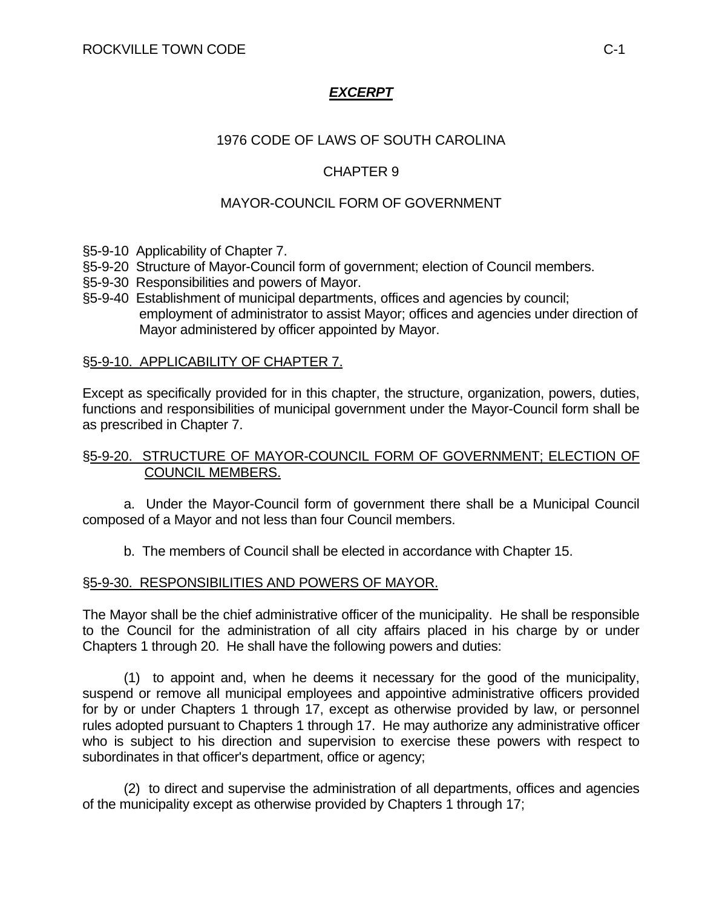***EXCERPT***

1976 CODE OF LAWS OF SOUTH CAROLINA

CHAPTER 9

MAYOR-COUNCIL FORM OF GOVERNMENT

§5-9-10 Applicability of Chapter 7.
§5-9-20 Structure of Mayor-Council form of government; election of Council members.
§5-9-30 Responsibilities and powers of Mayor.
§5-9-40 Establishment of municipal departments, offices and agencies by council; employment of administrator to assist Mayor; offices and agencies under direction of Mayor administered by officer appointed by Mayor.

## §5-9-10. APPLICABILITY OF CHAPTER 7.

Except as specifically provided for in this chapter, the structure, organization, powers, duties, functions and responsibilities of municipal government under the Mayor-Council form shall be as prescribed in Chapter 7.

## §5-9-20. STRUCTURE OF MAYOR-COUNCIL FORM OF GOVERNMENT; ELECTION OF COUNCIL MEMBERS.

a. Under the Mayor-Council form of government there shall be a Municipal Council composed of a Mayor and not less than four Council members.

b. The members of Council shall be elected in accordance with Chapter 15.

## §5-9-30. RESPONSIBILITIES AND POWERS OF MAYOR.

The Mayor shall be the chief administrative officer of the municipality. He shall be responsible to the Council for the administration of all city affairs placed in his charge by or under Chapters 1 through 20. He shall have the following powers and duties:

(1) to appoint and, when he deems it necessary for the good of the municipality, suspend or remove all municipal employees and appointive administrative officers provided for by or under Chapters 1 through 17, except as otherwise provided by law, or personnel rules adopted pursuant to Chapters 1 through 17. He may authorize any administrative officer who is subject to his direction and supervision to exercise these powers with respect to subordinates in that officer's department, office or agency;

(2) to direct and supervise the administration of all departments, offices and agencies of the municipality except as otherwise provided by Chapters 1 through 17;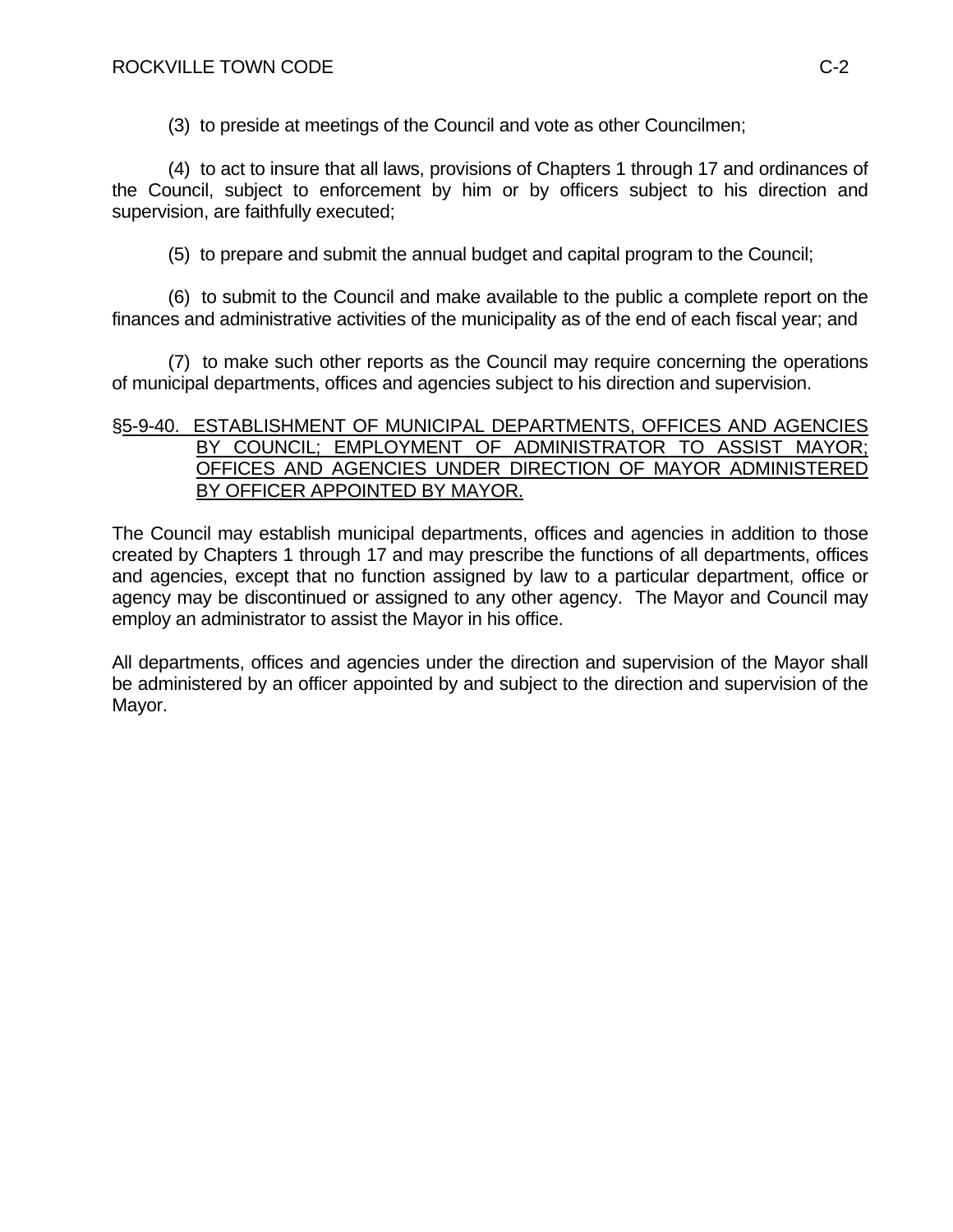(3) to preside at meetings of the Council and vote as other Councilmen;

(4) to act to insure that all laws, provisions of Chapters 1 through 17 and ordinances of the Council, subject to enforcement by him or by officers subject to his direction and supervision, are faithfully executed;

(5) to prepare and submit the annual budget and capital program to the Council;

(6) to submit to the Council and make available to the public a complete report on the finances and administrative activities of the municipality as of the end of each fiscal year; and

(7) to make such other reports as the Council may require concerning the operations of municipal departments, offices and agencies subject to his direction and supervision.

### §5-9-40. ESTABLISHMENT OF MUNICIPAL DEPARTMENTS, OFFICES AND AGENCIES BY COUNCIL; EMPLOYMENT OF ADMINISTRATOR TO ASSIST MAYOR; OFFICES AND AGENCIES UNDER DIRECTION OF MAYOR ADMINISTERED BY OFFICER APPOINTED BY MAYOR.

The Council may establish municipal departments, offices and agencies in addition to those created by Chapters 1 through 17 and may prescribe the functions of all departments, offices and agencies, except that no function assigned by law to a particular department, office or agency may be discontinued or assigned to any other agency. The Mayor and Council may employ an administrator to assist the Mayor in his office.

All departments, offices and agencies under the direction and supervision of the Mayor shall be administered by an officer appointed by and subject to the direction and supervision of the Mayor.